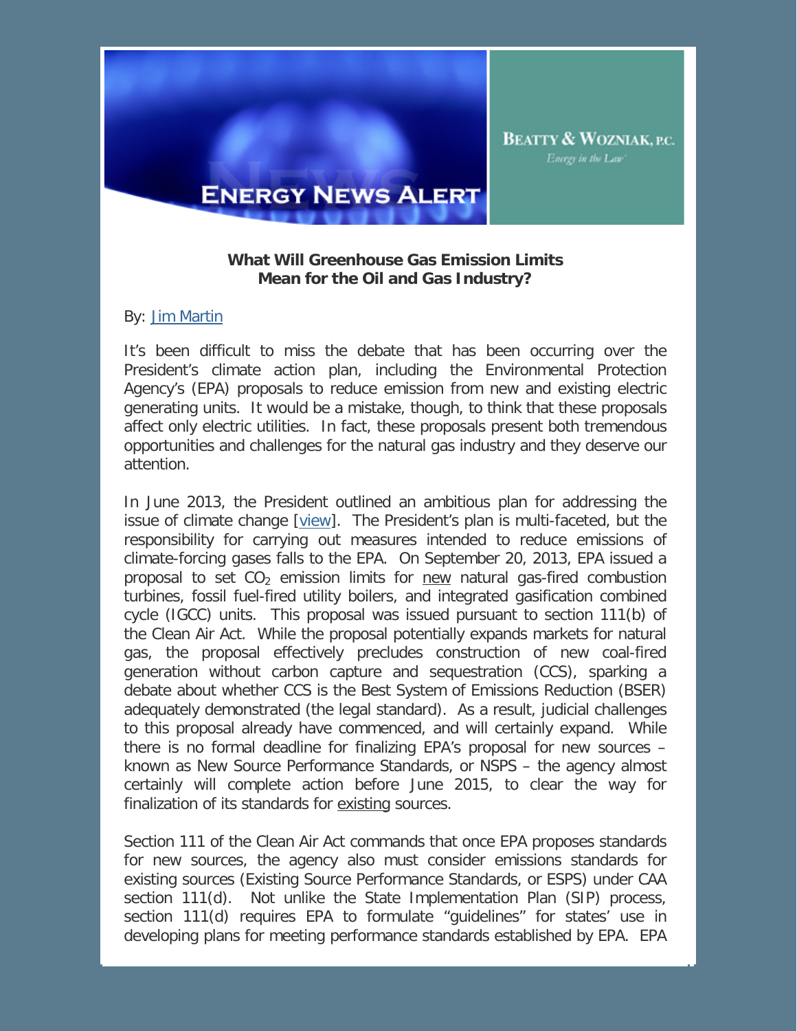ENERGY NEWS ALERT

BEATTY & WOZNIAK, P.C.
*Energy in the Law*

**What Will Greenhouse Gas Emission Limits Mean for the Oil and Gas Industry?**

By: Jim Martin

It's been difficult to miss the debate that has been occurring over the President's climate action plan, including the Environmental Protection Agency's (EPA) proposals to reduce emission from new and existing electric generating units. It would be a mistake, though, to think that these proposals affect only electric utilities. In fact, these proposals present both tremendous opportunities and challenges for the natural gas industry and they deserve our attention.

In June 2013, the President outlined an ambitious plan for addressing the issue of climate change [view]. The President's plan is multi-faceted, but the responsibility for carrying out measures intended to reduce emissions of climate-forcing gases falls to the EPA. On September 20, 2013, EPA issued a proposal to set $CO_2$ emission limits for new natural gas-fired combustion turbines, fossil fuel-fired utility boilers, and integrated gasification combined cycle (IGCC) units. This proposal was issued pursuant to section 111(b) of the Clean Air Act. While the proposal potentially expands markets for natural gas, the proposal effectively precludes construction of new coal-fired generation without carbon capture and sequestration (CCS), sparking a debate about whether CCS is the Best System of Emissions Reduction (BSER) adequately demonstrated (the legal standard). As a result, judicial challenges to this proposal already have commenced, and will certainly expand. While there is no formal deadline for finalizing EPA's proposal for new sources – known as New Source Performance Standards, or NSPS – the agency almost certainly will complete action before June 2015, to clear the way for finalization of its standards for existing sources.

Section 111 of the Clean Air Act commands that once EPA proposes standards for new sources, the agency also must consider emissions standards for existing sources (Existing Source Performance Standards, or ESPS) under CAA section 111(d). Not unlike the State Implementation Plan (SIP) process, section 111(d) requires EPA to formulate "guidelines" for states' use in developing plans for meeting performance standards established by EPA. EPA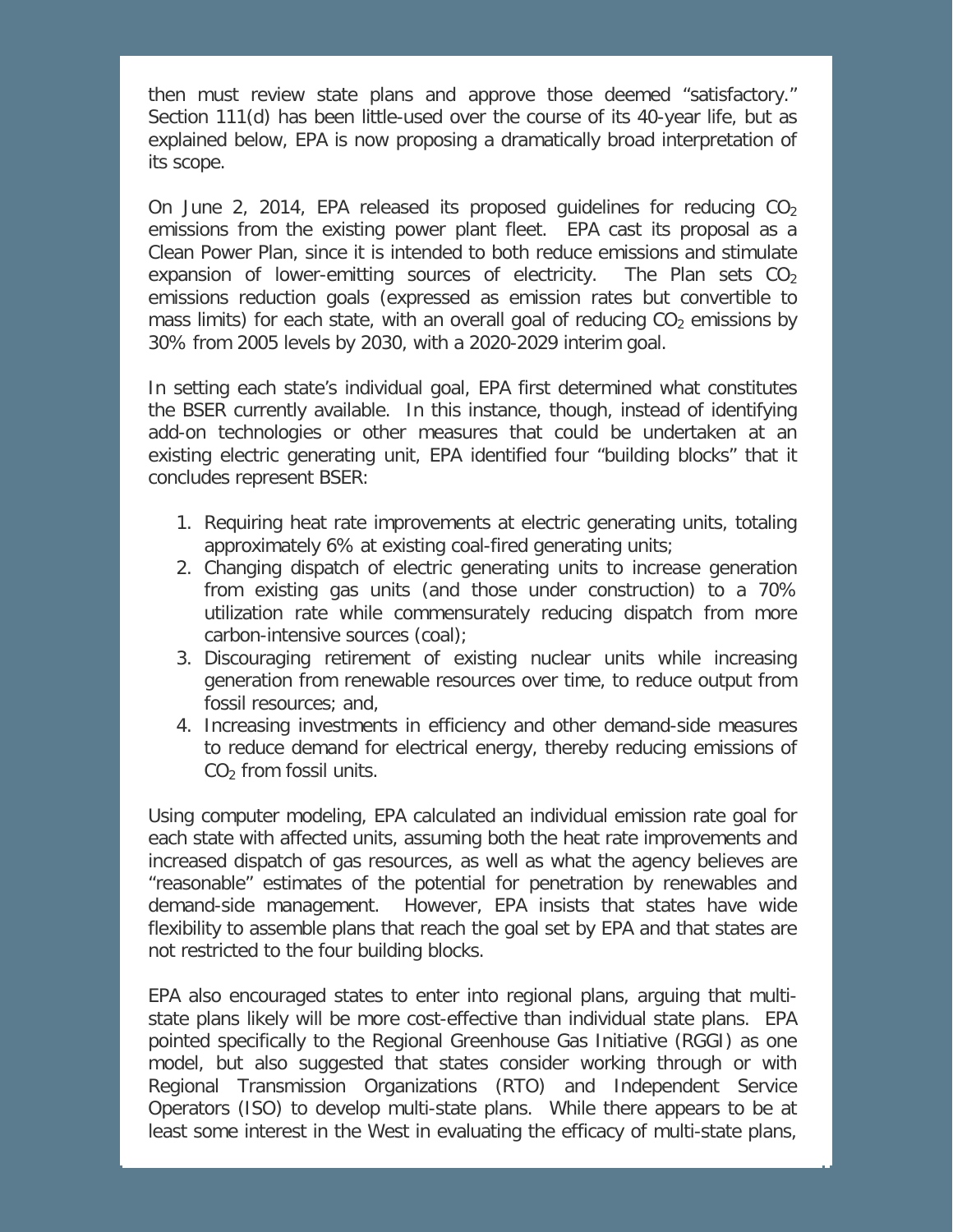then must review state plans and approve those deemed "satisfactory." Section 111(d) has been little-used over the course of its 40-year life, but as explained below, EPA is now proposing a dramatically broad interpretation of its scope.

On June 2, 2014, EPA released its proposed guidelines for reducing $CO_2$ emissions from the existing power plant fleet. EPA cast its proposal as a Clean Power Plan, since it is intended to both reduce emissions and stimulate expansion of lower-emitting sources of electricity. The Plan sets $CO_2$ emissions reduction goals (expressed as emission rates but convertible to mass limits) for each state, with an overall goal of reducing $CO_2$ emissions by 30% from 2005 levels by 2030, with a 2020-2029 interim goal.

In setting each state's individual goal, EPA first determined what constitutes the BSER currently available. In this instance, though, instead of identifying add-on technologies or other measures that could be undertaken at an existing electric generating unit, EPA identified four "building blocks" that it concludes represent BSER:

1. Requiring heat rate improvements at electric generating units, totaling approximately 6% at existing coal-fired generating units;
2. Changing dispatch of electric generating units to increase generation from existing gas units (and those under construction) to a 70% utilization rate while commensurately reducing dispatch from more carbon-intensive sources (coal);
3. Discouraging retirement of existing nuclear units while increasing generation from renewable resources over time, to reduce output from fossil resources; and,
4. Increasing investments in efficiency and other demand-side measures to reduce demand for electrical energy, thereby reducing emissions of $CO_2$ from fossil units.

Using computer modeling, EPA calculated an individual emission rate goal for each state with affected units, assuming both the heat rate improvements and increased dispatch of gas resources, as well as what the agency believes are "reasonable" estimates of the potential for penetration by renewables and demand-side management. However, EPA insists that states have wide flexibility to assemble plans that reach the goal set by EPA and that states are not restricted to the four building blocks.

EPA also encouraged states to enter into regional plans, arguing that multi-state plans likely will be more cost-effective than individual state plans. EPA pointed specifically to the Regional Greenhouse Gas Initiative (RGGI) as one model, but also suggested that states consider working through or with Regional Transmission Organizations (RTO) and Independent Service Operators (ISO) to develop multi-state plans. While there appears to be at least some interest in the West in evaluating the efficacy of multi-state plans,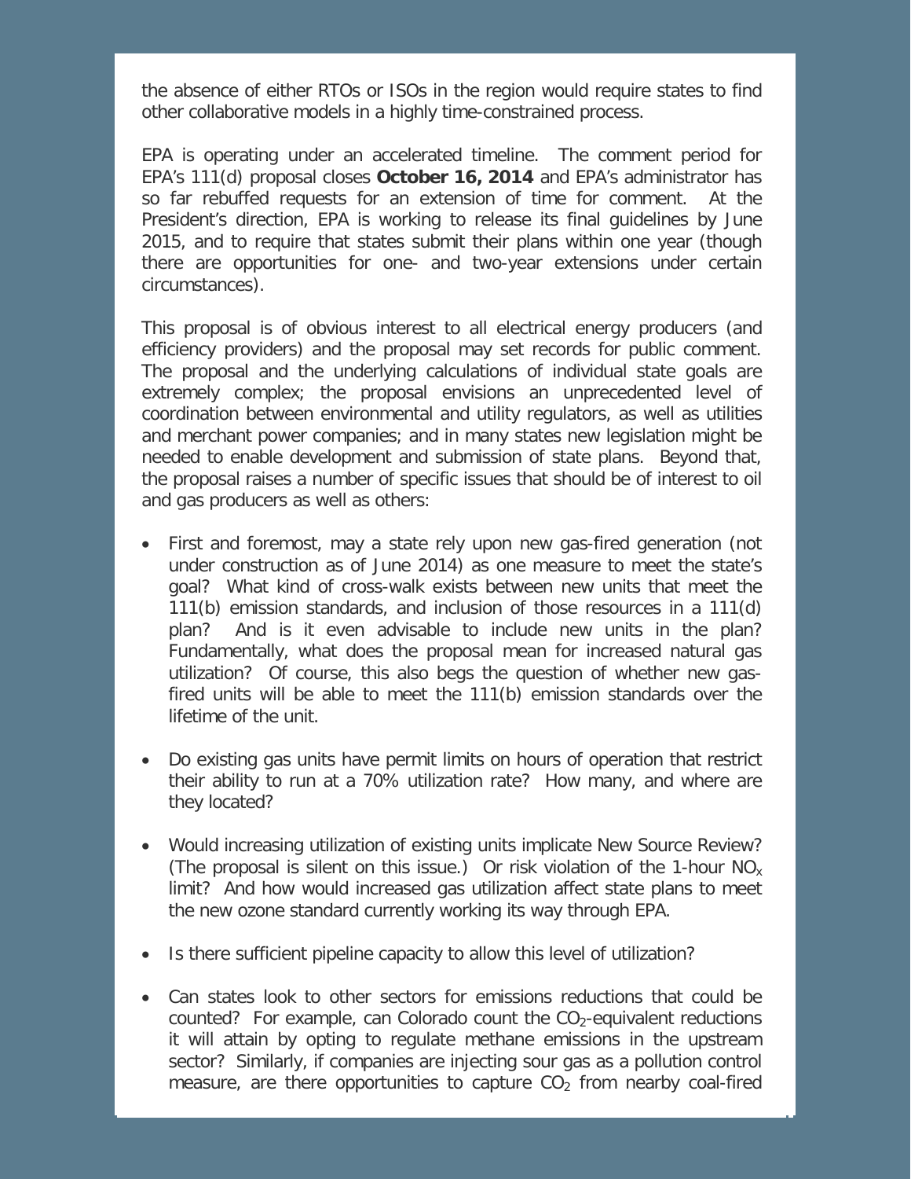the absence of either RTOs or ISOs in the region would require states to find other collaborative models in a highly time-constrained process.

EPA is operating under an accelerated timeline. The comment period for EPA's 111(d) proposal closes **October 16, 2014** and EPA's administrator has so far rebuffed requests for an extension of time for comment. At the President's direction, EPA is working to release its final guidelines by June 2015, and to require that states submit their plans within one year (though there are opportunities for one- and two-year extensions under certain circumstances).

This proposal is of obvious interest to all electrical energy producers (and efficiency providers) and the proposal may set records for public comment. The proposal and the underlying calculations of individual state goals are extremely complex; the proposal envisions an unprecedented level of coordination between environmental and utility regulators, as well as utilities and merchant power companies; and in many states new legislation might be needed to enable development and submission of state plans. Beyond that, the proposal raises a number of specific issues that should be of interest to oil and gas producers as well as others:

- First and foremost, may a state rely upon new gas-fired generation (not under construction as of June 2014) as one measure to meet the state's goal? What kind of cross-walk exists between new units that meet the 111(b) emission standards, and inclusion of those resources in a 111(d) plan? And is it even advisable to include new units in the plan? Fundamentally, what does the proposal mean for increased natural gas utilization? Of course, this also begs the question of whether new gas-fired units will be able to meet the 111(b) emission standards over the lifetime of the unit.

- Do existing gas units have permit limits on hours of operation that restrict their ability to run at a 70% utilization rate? How many, and where are they located?

- Would increasing utilization of existing units implicate New Source Review? (The proposal is silent on this issue.) Or risk violation of the 1-hour $NO_x$ limit? And how would increased gas utilization affect state plans to meet the new ozone standard currently working its way through EPA.

- Is there sufficient pipeline capacity to allow this level of utilization?

- Can states look to other sectors for emissions reductions that could be counted? For example, can Colorado count the $CO_2$-equivalent reductions it will attain by opting to regulate methane emissions in the upstream sector? Similarly, if companies are injecting sour gas as a pollution control measure, are there opportunities to capture $CO_2$ from nearby coal-fired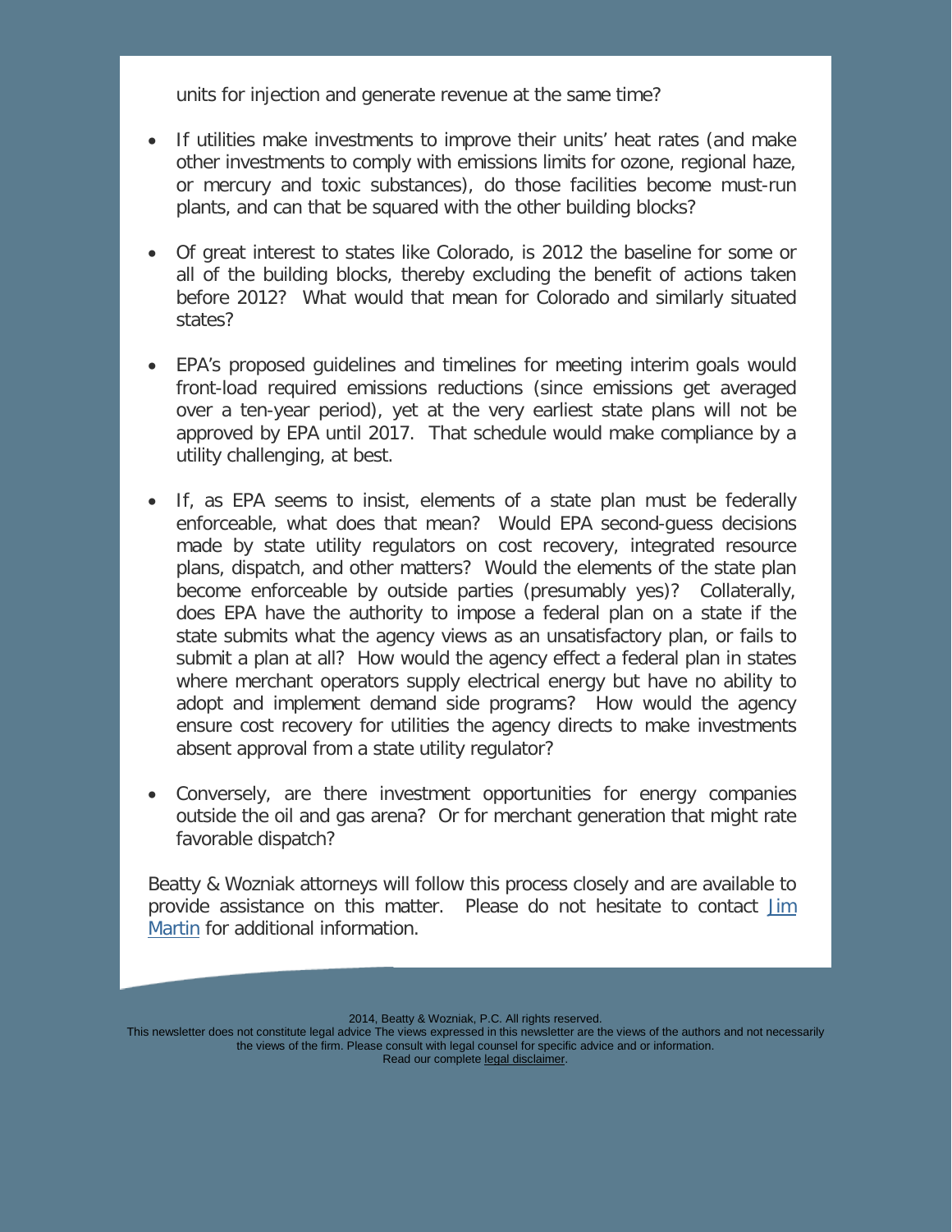units for injection and generate revenue at the same time?

- If utilities make investments to improve their units' heat rates (and make other investments to comply with emissions limits for ozone, regional haze, or mercury and toxic substances), do those facilities become must-run plants, and can that be squared with the other building blocks?

- Of great interest to states like Colorado, is 2012 the baseline for some or all of the building blocks, thereby excluding the benefit of actions taken before 2012? What would that mean for Colorado and similarly situated states?

- EPA's proposed guidelines and timelines for meeting interim goals would front-load required emissions reductions (since emissions get averaged over a ten-year period), yet at the very earliest state plans will not be approved by EPA until 2017. That schedule would make compliance by a utility challenging, at best.

- If, as EPA seems to insist, elements of a state plan must be federally enforceable, what does that mean? Would EPA second-guess decisions made by state utility regulators on cost recovery, integrated resource plans, dispatch, and other matters? Would the elements of the state plan become enforceable by outside parties (presumably yes)? Collaterally, does EPA have the authority to impose a federal plan on a state if the state submits what the agency views as an unsatisfactory plan, or fails to submit a plan at all? How would the agency effect a federal plan in states where merchant operators supply electrical energy but have no ability to adopt and implement demand side programs? How would the agency ensure cost recovery for utilities the agency directs to make investments absent approval from a state utility regulator?

- Conversely, are there investment opportunities for energy companies outside the oil and gas arena? Or for merchant generation that might rate favorable dispatch?

Beatty & Wozniak attorneys will follow this process closely and are available to provide assistance on this matter. Please do not hesitate to contact Jim Martin for additional information.

2014, Beatty & Wozniak, P.C. All rights reserved.
This newsletter does not constitute legal advice The views expressed in this newsletter are the views of the authors and not necessarily the views of the firm. Please consult with legal counsel for specific advice and or information.
Read our complete legal disclaimer.